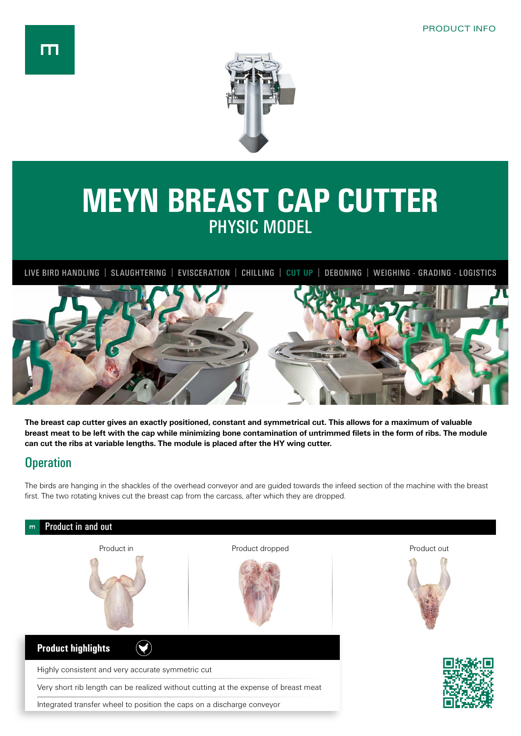PRODUCT INFO

# MEYN BREAST CAP CUTTER
## PHYSIC MODEL

LIVE BIRD HANDLING | SLAUGHTERING | EVISCERATION | CHILLING | CUT UP | DEBONING | WEIGHING - GRADING - LOGISTICS

**The breast cap cutter gives an exactly positioned, constant and symmetrical cut. This allows for a maximum of valuable breast meat to be left with the cap while minimizing bone contamination of untrimmed filets in the form of ribs. The module can cut the ribs at variable lengths. The module is placed after the HY wing cutter.**

## Operation

The birds are hanging in the shackles of the overhead conveyor and are guided towards the infeed section of the machine with the breast first. The two rotating knives cut the breast cap from the carcass, after which they are dropped.

### Product in and out

Product in

Product dropped

Product out

### Product highlights

- Highly consistent and very accurate symmetric cut
- Very short rib length can be realized without cutting at the expense of breast meat
- Integrated transfer wheel to position the caps on a discharge conveyor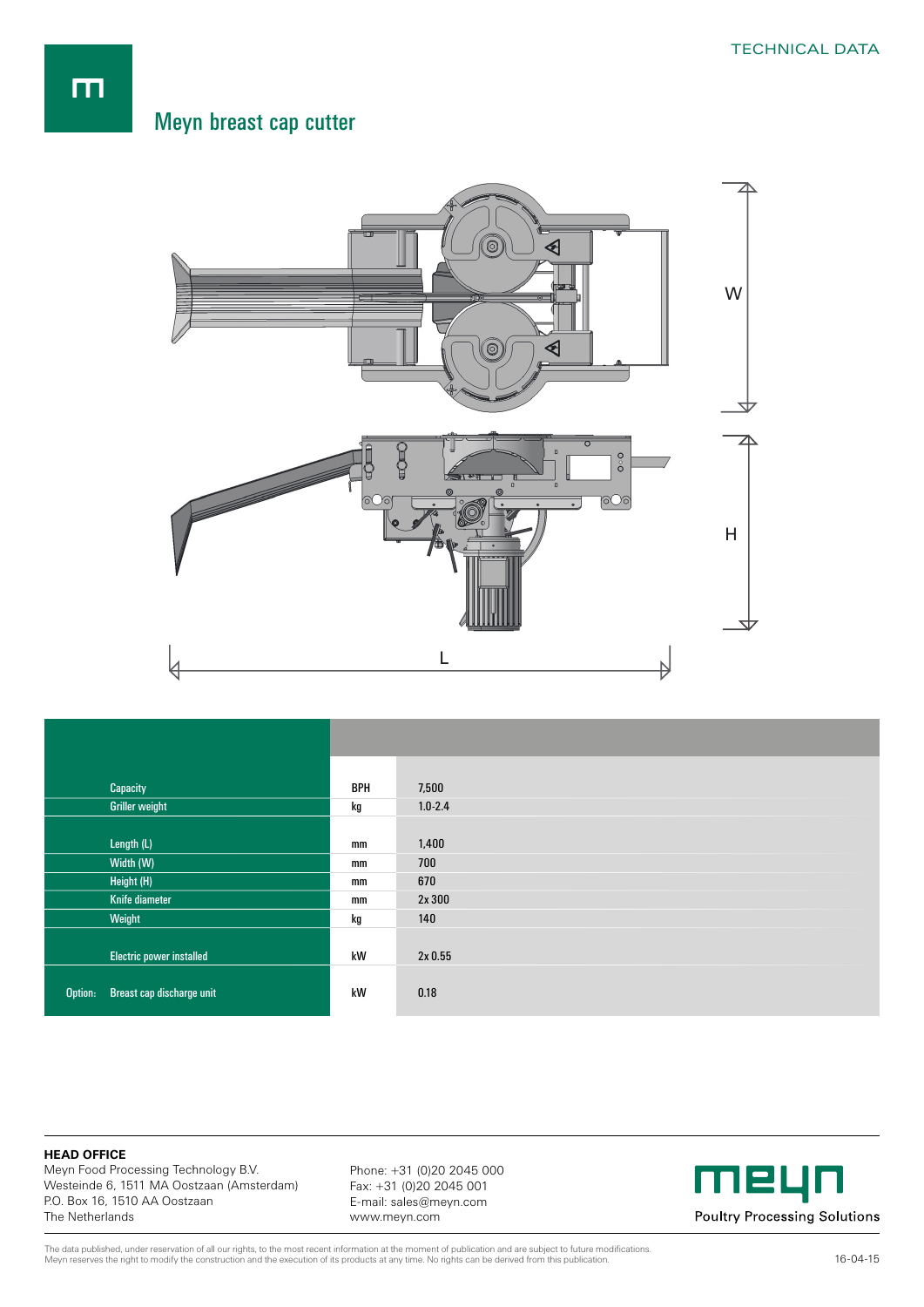TECHNICAL DATA

# Meyn breast cap cutter

W

H

L

| | | |
|---|---|---|
| Capacity | BPH | 7,500 |
| Griller weight | kg | 1.0-2.4 |
| Length (L) | mm | 1,400 |
| Width (W) | mm | 700 |
| Height (H) | mm | 670 |
| Knife diameter | mm | 2x 300 |
| Weight | kg | 140 |
| Electric power installed | kW | 2x 0.55 |
| Option: Breast cap discharge unit | kW | 0.18 |

**HEAD OFFICE**
Meyn Food Processing Technology B.V.
Westeinde 6, 1511 MA Oostzaan (Amsterdam)
P.O. Box 16, 1510 AA Oostzaan
The Netherlands

Phone: +31 (0)20 2045 000
Fax: +31 (0)20 2045 001
E-mail: sales@meyn.com
www.meyn.com

meyn
Poultry Processing Solutions

The data published, under reservation of all our rights, to the most recent information at the moment of publication and are subject to future modifications.
Meyn reserves the right to modify the construction and the execution of its products at any time. No rights can be derived from this publication.

16-04-15